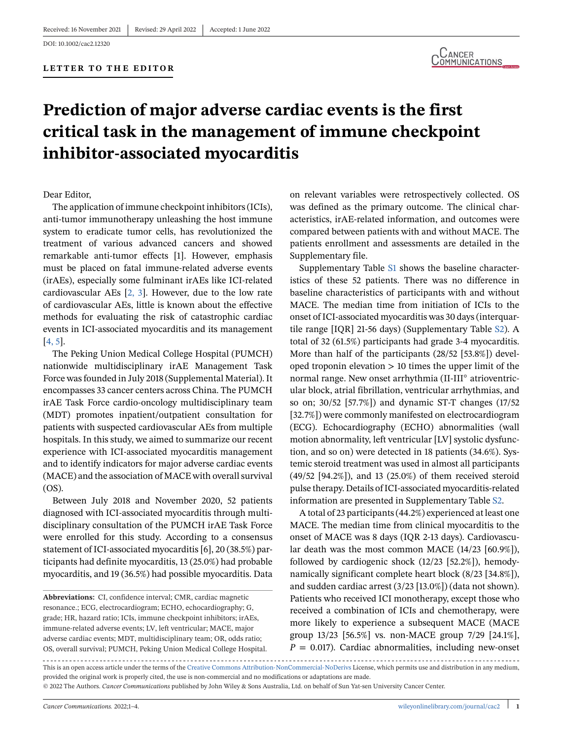Received: 16 November 2021 | Revised: 29 April 2022 | Accepted: 1 June 2022

DOI: 10.1002/cac2.12320

**LETTER TO THE EDITOR**

# Prediction of major adverse cardiac events is the first critical task in the management of immune checkpoint inhibitor-associated myocarditis

Dear Editor,

The application of immune checkpoint inhibitors (ICIs), anti-tumor immunotherapy unleashing the host immune system to eradicate tumor cells, has revolutionized the treatment of various advanced cancers and showed remarkable anti-tumor effects [1]. However, emphasis must be placed on fatal immune-related adverse events (irAEs), especially some fulminant irAEs like ICI-related cardiovascular AEs [2, 3]. However, due to the low rate of cardiovascular AEs, little is known about the effective methods for evaluating the risk of catastrophic cardiac events in ICI-associated myocarditis and its management [4, 5].

The Peking Union Medical College Hospital (PUMCH) nationwide multidisciplinary irAE Management Task Force was founded in July 2018 (Supplemental Material). It encompasses 33 cancer centers across China. The PUMCH irAE Task Force cardio-oncology multidisciplinary team (MDT) promotes inpatient/outpatient consultation for patients with suspected cardiovascular AEs from multiple hospitals. In this study, we aimed to summarize our recent experience with ICI-associated myocarditis management and to identify indicators for major adverse cardiac events (MACE) and the association of MACE with overall survival (OS).

Between July 2018 and November 2020, 52 patients diagnosed with ICI-associated myocarditis through multidisciplinary consultation of the PUMCH irAE Task Force were enrolled for this study. According to a consensus statement of ICI-associated myocarditis [6], 20 (38.5%) participants had definite myocarditis, 13 (25.0%) had probable myocarditis, and 19 (36.5%) had possible myocarditis. Data on relevant variables were retrospectively collected. OS was defined as the primary outcome. The clinical characteristics, irAE-related information, and outcomes were compared between patients with and without MACE. The patients enrollment and assessments are detailed in the Supplementary file.

Supplementary Table S1 shows the baseline characteristics of these 52 patients. There was no difference in baseline characteristics of participants with and without MACE. The median time from initiation of ICIs to the onset of ICI-associated myocarditis was 30 days (interquartile range [IQR] 21-56 days) (Supplementary Table S2). A total of 32 (61.5%) participants had grade 3-4 myocarditis. More than half of the participants (28/52 [53.8%]) developed troponin elevation > 10 times the upper limit of the normal range. New onset arrhythmia (II-III° atrioventricular block, atrial fibrillation, ventricular arrhythmias, and so on; 30/52 [57.7%]) and dynamic ST-T changes (17/52 [32.7%]) were commonly manifested on electrocardiogram (ECG). Echocardiography (ECHO) abnormalities (wall motion abnormality, left ventricular [LV] systolic dysfunction, and so on) were detected in 18 patients (34.6%). Systemic steroid treatment was used in almost all participants (49/52 [94.2%]), and 13 (25.0%) of them received steroid pulse therapy. Details of ICI-associated myocarditis-related information are presented in Supplementary Table S2.

A total of 23 participants (44.2%) experienced at least one MACE. The median time from clinical myocarditis to the onset of MACE was 8 days (IQR 2-13 days). Cardiovascular death was the most common MACE (14/23 [60.9%]), followed by cardiogenic shock (12/23 [52.2%]), hemodynamically significant complete heart block (8/23 [34.8%]), and sudden cardiac arrest (3/23 [13.0%]) (data not shown). Patients who received ICI monotherapy, except those who received a combination of ICIs and chemotherapy, were more likely to experience a subsequent MACE (MACE group 13/23 [56.5%] vs. non-MACE group 7/29 [24.1%], $P$ = 0.017). Cardiac abnormalities, including new-onset

**Abbreviations:** CI, confidence interval; CMR, cardiac magnetic resonance.; ECG, electrocardiogram; ECHO, echocardiography; G, grade; HR, hazard ratio; ICIs, immune checkpoint inhibitors; irAEs, immune-related adverse events; LV, left ventricular; MACE, major adverse cardiac events; MDT, multidisciplinary team; OR, odds ratio; OS, overall survival; PUMCH, Peking Union Medical College Hospital.

This is an open access article under the terms of the Creative Commons Attribution-NonCommercial-NoDerivs License, which permits use and distribution in any medium, provided the original work is properly cited, the use is non-commercial and no modifications or adaptations are made.

© 2022 The Authors. *Cancer Communications* published by John Wiley & Sons Australia, Ltd. on behalf of Sun Yat-sen University Cancer Center.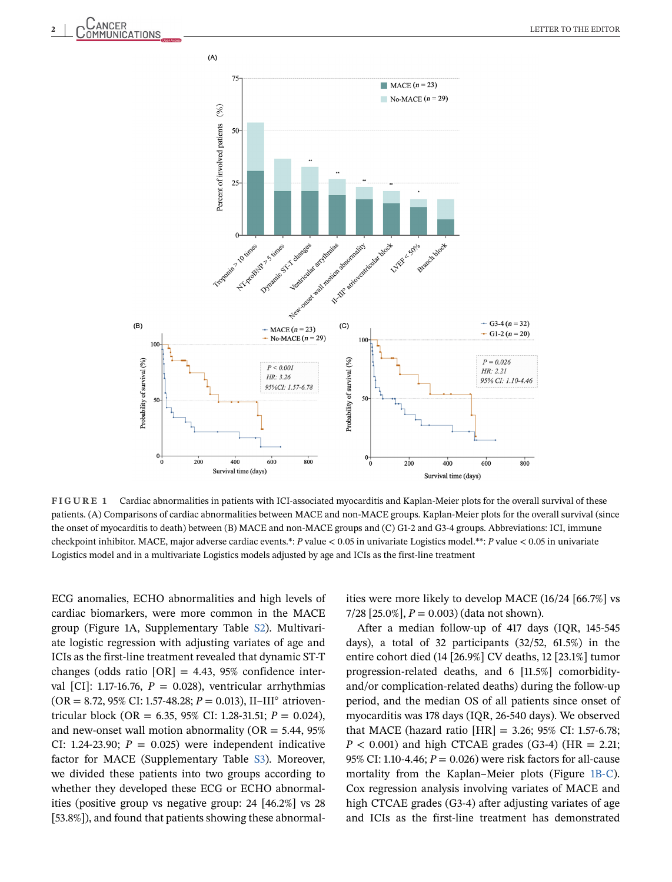**FIGURE 1** Cardiac abnormalities in patients with ICI-associated myocarditis and Kaplan-Meier plots for the overall survival of these patients. (A) Comparisons of cardiac abnormalities between MACE and non-MACE groups. Kaplan-Meier plots for the overall survival (since the onset of myocarditis to death) between (B) MACE and non-MACE groups and (C) G1-2 and G3-4 groups. Abbreviations: ICI, immune checkpoint inhibitor. MACE, major adverse cardiac events.*: $P$ value < 0.05 in univariate Logistics model.**: $P$ value < 0.05 in univariate Logistics model and in a multivariate Logistics models adjusted by age and ICIs as the first-line treatment

ECG anomalies, ECHO abnormalities and high levels of cardiac biomarkers, were more common in the MACE group (Figure 1A, Supplementary Table S2). Multivariate logistic regression with adjusting variates of age and ICIs as the first-line treatment revealed that dynamic ST-T changes (odds ratio [OR] = 4.43, 95% confidence interval [CI]: 1.17-16.76, $P$ = 0.028), ventricular arrhythmias (OR = 8.72, 95% CI: 1.57-48.28; $P$ = 0.013), II–III° atrioventricular block (OR = 6.35, 95% CI: 1.28-31.51; $P$ = 0.024), and new-onset wall motion abnormality (OR = 5.44, 95% CI: 1.24-23.90; $P$ = 0.025) were independent indicative factor for MACE (Supplementary Table S3). Moreover, we divided these patients into two groups according to whether they developed these ECG or ECHO abnormalities (positive group vs negative group: 24 [46.2%] vs 28 [53.8%]), and found that patients showing these abnormalities were more likely to develop MACE (16/24 [66.7%] vs 7/28 [25.0%], $P$ = 0.003) (data not shown).

After a median follow-up of 417 days (IQR, 145-545 days), a total of 32 participants (32/52, 61.5%) in the entire cohort died (14 [26.9%] CV deaths, 12 [23.1%] tumor progression-related deaths, and 6 [11.5%] comorbidity-and/or complication-related deaths) during the follow-up period, and the median OS of all patients since onset of myocarditis was 178 days (IQR, 26-540 days). We observed that MACE (hazard ratio [HR] = 3.26; 95% CI: 1.57-6.78; $P$ < 0.001) and high CTCAE grades (G3-4) (HR = 2.21; 95% CI: 1.10-4.46; $P$ = 0.026) were risk factors for all-cause mortality from the Kaplan–Meier plots (Figure 1B-C). Cox regression analysis involving variates of MACE and high CTCAE grades (G3-4) after adjusting variates of age and ICIs as the first-line treatment has demonstrated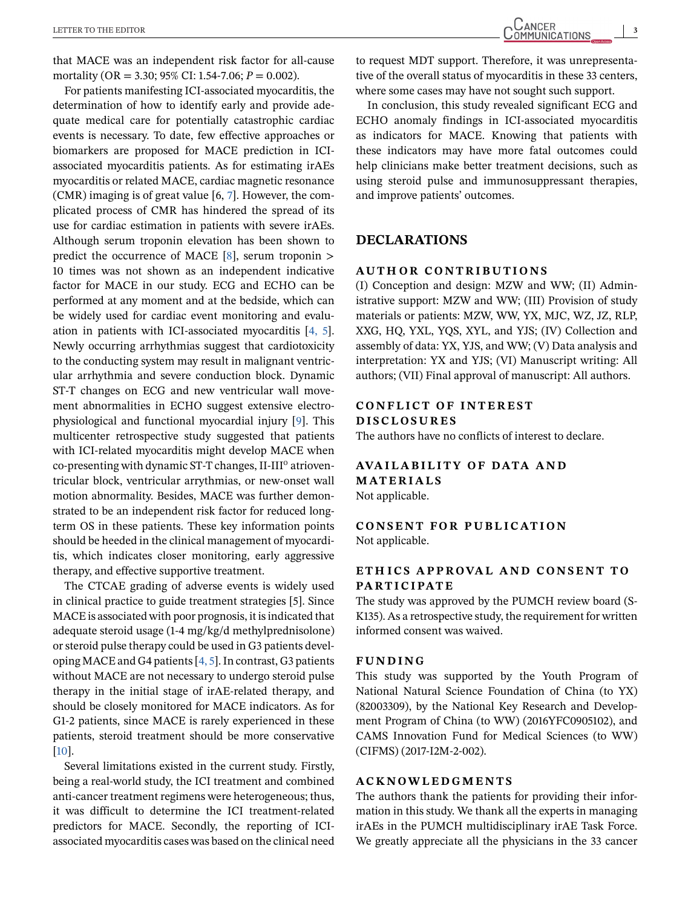that MACE was an independent risk factor for all-cause mortality (OR = 3.30; 95% CI: 1.54-7.06; $P = 0.002$).

For patients manifesting ICI-associated myocarditis, the determination of how to identify early and provide adequate medical care for potentially catastrophic cardiac events is necessary. To date, few effective approaches or biomarkers are proposed for MACE prediction in ICI-associated myocarditis patients. As for estimating irAEs myocarditis or related MACE, cardiac magnetic resonance (CMR) imaging is of great value [6, 7]. However, the complicated process of CMR has hindered the spread of its use for cardiac estimation in patients with severe irAEs. Although serum troponin elevation has been shown to predict the occurrence of MACE [8], serum troponin > 10 times was not shown as an independent indicative factor for MACE in our study. ECG and ECHO can be performed at any moment and at the bedside, which can be widely used for cardiac event monitoring and evaluation in patients with ICI-associated myocarditis [4, 5]. Newly occurring arrhythmias suggest that cardiotoxicity to the conducting system may result in malignant ventricular arrhythmia and severe conduction block. Dynamic ST-T changes on ECG and new ventricular wall movement abnormalities in ECHO suggest extensive electrophysiological and functional myocardial injury [9]. This multicenter retrospective study suggested that patients with ICI-related myocarditis might develop MACE when co-presenting with dynamic ST-T changes, II-III° atrioventricular block, ventricular arrythmias, or new-onset wall motion abnormality. Besides, MACE was further demonstrated to be an independent risk factor for reduced long-term OS in these patients. These key information points should be heeded in the clinical management of myocarditis, which indicates closer monitoring, early aggressive therapy, and effective supportive treatment.

The CTCAE grading of adverse events is widely used in clinical practice to guide treatment strategies [5]. Since MACE is associated with poor prognosis, it is indicated that adequate steroid usage (1-4 mg/kg/d methylprednisolone) or steroid pulse therapy could be used in G3 patients developing MACE and G4 patients [4, 5]. In contrast, G3 patients without MACE are not necessary to undergo steroid pulse therapy in the initial stage of irAE-related therapy, and should be closely monitored for MACE indicators. As for G1-2 patients, since MACE is rarely experienced in these patients, steroid treatment should be more conservative [10].

Several limitations existed in the current study. Firstly, being a real-world study, the ICI treatment and combined anti-cancer treatment regimens were heterogeneous; thus, it was difficult to determine the ICI treatment-related predictors for MACE. Secondly, the reporting of ICI-associated myocarditis cases was based on the clinical need to request MDT support. Therefore, it was unrepresentative of the overall status of myocarditis in these 33 centers, where some cases may have not sought such support.

In conclusion, this study revealed significant ECG and ECHO anomaly findings in ICI-associated myocarditis as indicators for MACE. Knowing that patients with these indicators may have more fatal outcomes could help clinicians make better treatment decisions, such as using steroid pulse and immunosuppressant therapies, and improve patients' outcomes.

## DECLARATIONS

### AUTHOR CONTRIBUTIONS

(I) Conception and design: MZW and WW; (II) Administrative support: MZW and WW; (III) Provision of study materials or patients: MZW, WW, YX, MJC, WZ, JZ, RLP, XXG, HQ, YXL, YQS, XYL, and YJS; (IV) Collection and assembly of data: YX, YJS, and WW; (V) Data analysis and interpretation: YX and YJS; (VI) Manuscript writing: All authors; (VII) Final approval of manuscript: All authors.

### CONFLICT OF INTEREST DISCLOSURES

The authors have no conflicts of interest to declare.

### AVAILABILITY OF DATA AND MATERIALS

Not applicable.

### CONSENT FOR PUBLICATION

Not applicable.

### ETHICS APPROVAL AND CONSENT TO PARTICIPATE

The study was approved by the PUMCH review board (S-K135). As a retrospective study, the requirement for written informed consent was waived.

### FUNDING

This study was supported by the Youth Program of National Natural Science Foundation of China (to YX) (82003309), by the National Key Research and Development Program of China (to WW) (2016YFC0905102), and CAMS Innovation Fund for Medical Sciences (to WW) (CIFMS) (2017-I2M-2-002).

### ACKNOWLEDGMENTS

The authors thank the patients for providing their information in this study. We thank all the experts in managing irAEs in the PUMCH multidisciplinary irAE Task Force. We greatly appreciate all the physicians in the 33 cancer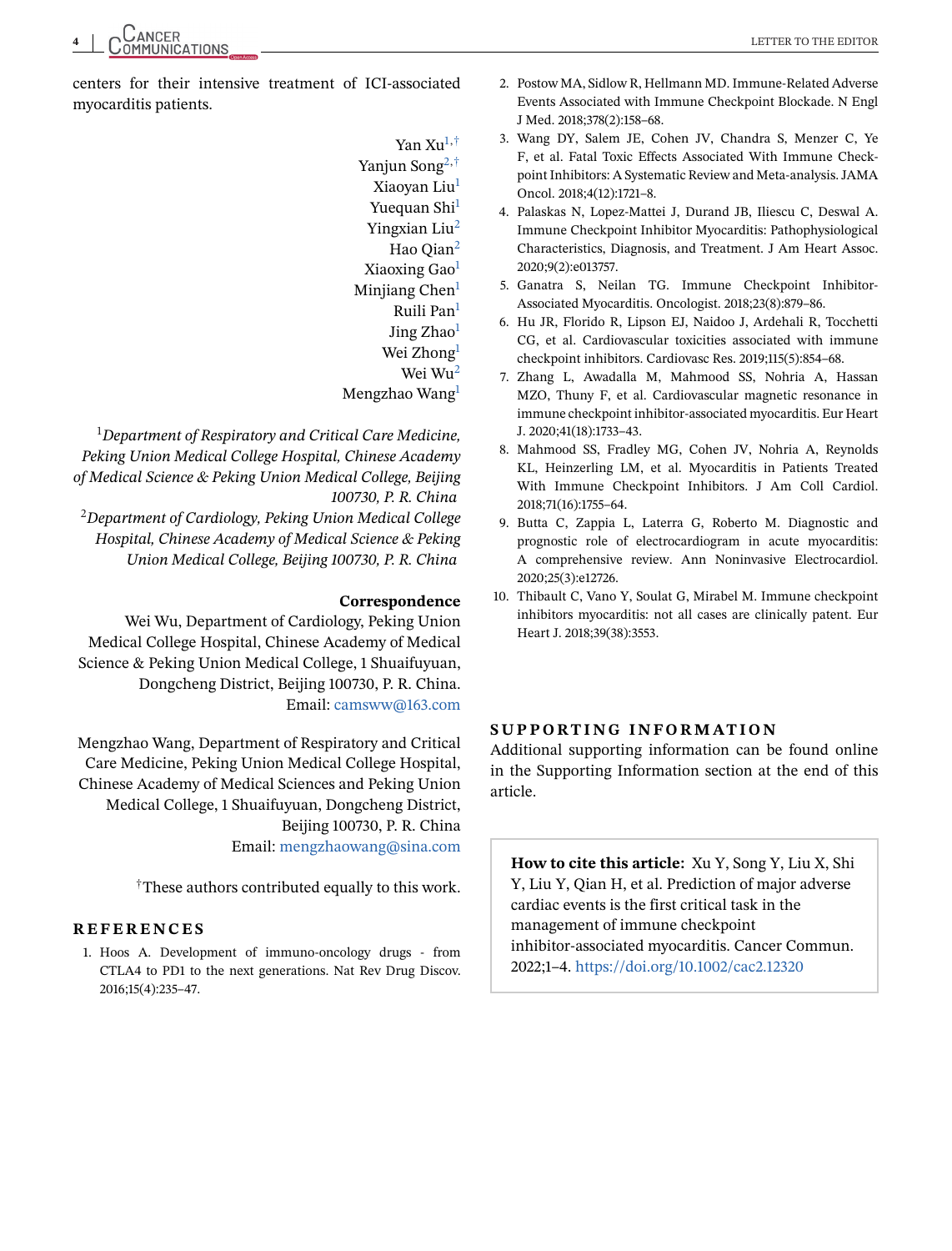centers for their intensive treatment of ICI-associated myocarditis patients.

Yan Xu[1,†]
Yanjun Song[2,†]
Xiaoyan Liu[1]
Yuequan Shi[1]
Yingxian Liu[2]
Hao Qian[2]
Xiaoxing Gao[1]
Minjiang Chen[1]
Ruili Pan[1]
Jing Zhao[1]
Wei Zhong[1]
Wei Wu[2]
Mengzhao Wang[1]

[1]*Department of Respiratory and Critical Care Medicine, Peking Union Medical College Hospital, Chinese Academy of Medical Science & Peking Union Medical College, Beijing 100730, P. R. China*

[2]*Department of Cardiology, Peking Union Medical College Hospital, Chinese Academy of Medical Science & Peking Union Medical College, Beijing 100730, P. R. China*

**Correspondence**

Wei Wu, Department of Cardiology, Peking Union Medical College Hospital, Chinese Academy of Medical Science & Peking Union Medical College, 1 Shuaifuyuan, Dongcheng District, Beijing 100730, P. R. China.
Email: camsww@163.com

Mengzhao Wang, Department of Respiratory and Critical Care Medicine, Peking Union Medical College Hospital, Chinese Academy of Medical Sciences and Peking Union Medical College, 1 Shuaifuyuan, Dongcheng District, Beijing 100730, P. R. China
Email: mengzhaowang@sina.com

[†]These authors contributed equally to this work.

## REFERENCES

1. Hoos A. Development of immuno-oncology drugs - from CTLA4 to PD1 to the next generations. Nat Rev Drug Discov. 2016;15(4):235–47.
2. Postow MA, Sidlow R, Hellmann MD. Immune-Related Adverse Events Associated with Immune Checkpoint Blockade. N Engl J Med. 2018;378(2):158–68.
3. Wang DY, Salem JE, Cohen JV, Chandra S, Menzer C, Ye F, et al. Fatal Toxic Effects Associated With Immune Checkpoint Inhibitors: A Systematic Review and Meta-analysis. JAMA Oncol. 2018;4(12):1721–8.
4. Palaskas N, Lopez-Mattei J, Durand JB, Iliescu C, Deswal A. Immune Checkpoint Inhibitor Myocarditis: Pathophysiological Characteristics, Diagnosis, and Treatment. J Am Heart Assoc. 2020;9(2):e013757.
5. Ganatra S, Neilan TG. Immune Checkpoint Inhibitor-Associated Myocarditis. Oncologist. 2018;23(8):879–86.
6. Hu JR, Florido R, Lipson EJ, Naidoo J, Ardehali R, Tocchetti CG, et al. Cardiovascular toxicities associated with immune checkpoint inhibitors. Cardiovasc Res. 2019;115(5):854–68.
7. Zhang L, Awadalla M, Mahmood SS, Nohria A, Hassan MZO, Thuny F, et al. Cardiovascular magnetic resonance in immune checkpoint inhibitor-associated myocarditis. Eur Heart J. 2020;41(18):1733–43.
8. Mahmood SS, Fradley MG, Cohen JV, Nohria A, Reynolds KL, Heinzerling LM, et al. Myocarditis in Patients Treated With Immune Checkpoint Inhibitors. J Am Coll Cardiol. 2018;71(16):1755–64.
9. Butta C, Zappia L, Laterra G, Roberto M. Diagnostic and prognostic role of electrocardiogram in acute myocarditis: A comprehensive review. Ann Noninvasive Electrocardiol. 2020;25(3):e12726.
10. Thibault C, Vano Y, Soulat G, Mirabel M. Immune checkpoint inhibitors myocarditis: not all cases are clinically patent. Eur Heart J. 2018;39(38):3553.

## SUPPORTING INFORMATION

Additional supporting information can be found online in the Supporting Information section at the end of this article.

**How to cite this article:** Xu Y, Song Y, Liu X, Shi Y, Liu Y, Qian H, et al. Prediction of major adverse cardiac events is the first critical task in the management of immune checkpoint inhibitor-associated myocarditis. Cancer Commun. 2022;1–4. https://doi.org/10.1002/cac2.12320